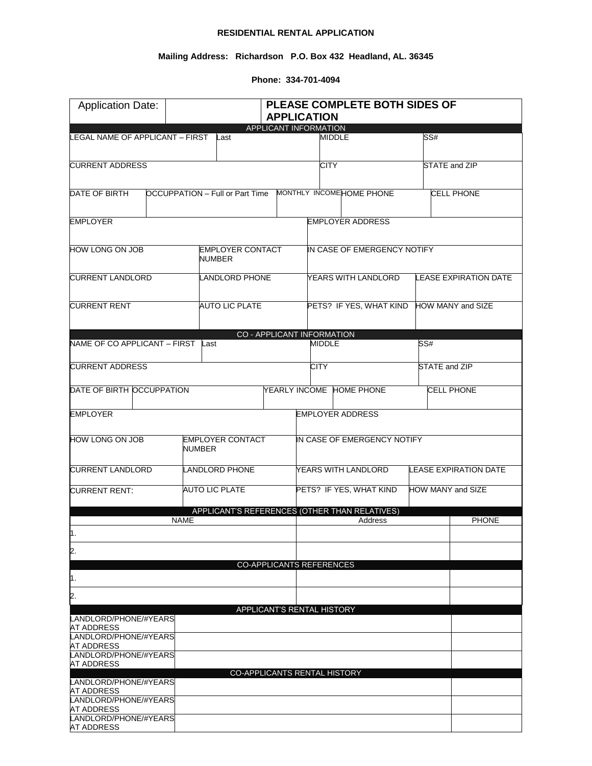# RESIDENTIAL RENTAL APPLICATION

**Mailing Address: Richardson P.O. Box 432 Headland, AL. 36345**

**Phone: 334-701-4094**

| Application Date: | | **PLEASE COMPLETE BOTH SIDES OF APPLICATION** |
|---|---|---|

## APPLICANT INFORMATION

| LEGAL NAME OF APPLICANT – FIRST | Last | MIDDLE | SS# |
|---|---|---|---|
| | | | |

| CURRENT ADDRESS | CITY | STATE and ZIP |
|---|---|---|
| | | |

| DATE OF BIRTH | OCCUPPATION – Full or Part Time | MONTHLY INCOME | HOME PHONE | CELL PHONE |
|---|---|---|---|---|
| | | | | |

| EMPLOYER | EMPLOYER ADDRESS |
|---|---|
| | |

| HOW LONG ON JOB | EMPLOYER CONTACT NUMBER | IN CASE OF EMERGENCY NOTIFY |
|---|---|---|
| | | |

| CURRENT LANDLORD | LANDLORD PHONE | YEARS WITH LANDLORD | LEASE EXPIRATION DATE |
|---|---|---|---|
| | | | |

| CURRENT RENT | AUTO LIC PLATE | PETS? IF YES, WHAT KIND | HOW MANY and SIZE |
|---|---|---|---|
| | | | |

## CO - APPLICANT INFORMATION

| NAME OF CO APPLICANT – FIRST | Last | MIDDLE | SS# |
|---|---|---|---|
| | | | |

| CURRENT ADDRESS | CITY | STATE and ZIP |
|---|---|---|
| | | |

| DATE OF BIRTH | OCCUPPATION | YEARLY INCOME | HOME PHONE | CELL PHONE |
|---|---|---|---|---|
| | | | | |

| EMPLOYER | EMPLOYER ADDRESS |
|---|---|
| | |

| HOW LONG ON JOB | EMPLOYER CONTACT NUMBER | IN CASE OF EMERGENCY NOTIFY |
|---|---|---|
| | | |

| CURRENT LANDLORD | LANDLORD PHONE | YEARS WITH LANDLORD | LEASE EXPIRATION DATE |
|---|---|---|---|
| | | | |

| CURRENT RENT: | AUTO LIC PLATE | PETS? IF YES, WHAT KIND | HOW MANY and SIZE |
|---|---|---|---|
| | | | |

## APPLICANT'S REFERENCES (OTHER THAN RELATIVES)

| NAME | Address | PHONE |
|---|---|---|
| 1. | | |
| 2. | | |

## CO-APPLICANTS REFERENCES

| NAME | Address | PHONE |
|---|---|---|
| 1. | | |
| 2. | | |

## APPLICANT'S RENTAL HISTORY

| | | |
|---|---|---|
| LANDLORD/PHONE/#YEARS AT ADDRESS | | |
| LANDLORD/PHONE/#YEARS AT ADDRESS | | |
| LANDLORD/PHONE/#YEARS AT ADDRESS | | |

## CO-APPLICANTS RENTAL HISTORY

| | | |
|---|---|---|
| LANDLORD/PHONE/#YEARS AT ADDRESS | | |
| LANDLORD/PHONE/#YEARS AT ADDRESS | | |
| LANDLORD/PHONE/#YEARS AT ADDRESS | | |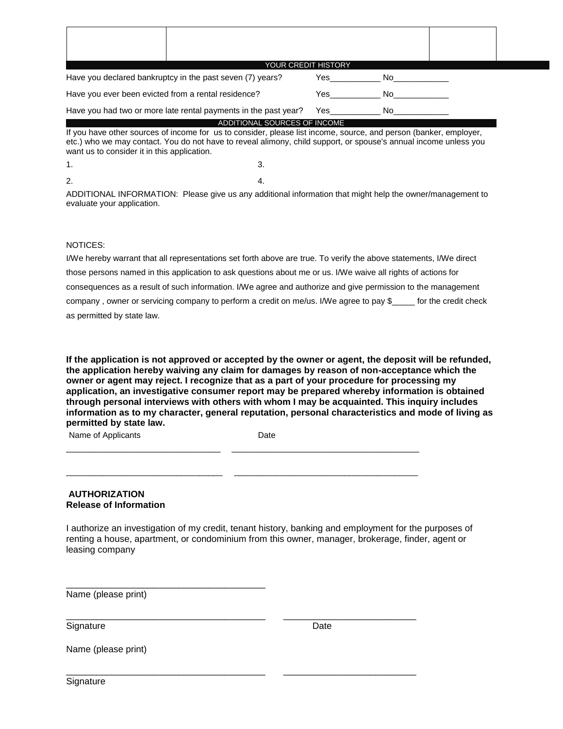| | | |
|---|---|---|
| | | |

## YOUR CREDIT HISTORY

Have you declared bankruptcy in the past seven (7) years? Yes___________ No____________

Have you ever been evicted from a rental residence? Yes___________ No____________

Have you had two or more late rental payments in the past year? Yes___________ No____________

## ADDITIONAL SOURCES OF INCOME

If you have other sources of income for us to consider, please list income, source, and person (banker, employer, etc.) who we may contact. You do not have to reveal alimony, child support, or spouse's annual income unless you want us to consider it in this application.

1. 
2. 
3. 
4. 

ADDITIONAL INFORMATION: Please give us any additional information that might help the owner/management to evaluate your application.

NOTICES:

I/We hereby warrant that all representations set forth above are true. To verify the above statements, I/We direct those persons named in this application to ask questions about me or us. I/We waive all rights of actions for consequences as a result of such information. I/We agree and authorize and give permission to the management company , owner or servicing company to perform a credit on me/us. I/We agree to pay $_____ for the credit check as permitted by state law.

**If the application is not approved or accepted by the owner or agent, the deposit will be refunded, the application hereby waiving any claim for damages by reason of non-acceptance which the owner or agent may reject. I recognize that as a part of your procedure for processing my application, an investigative consumer report may be prepared whereby information is obtained through personal interviews with others with whom I may be acquainted. This inquiry includes information as to my character, general reputation, personal characteristics and mode of living as permitted by state law.**

Name of Applicants Date

________________________________ ________________________________________

________________________________ ________________________________________

**AUTHORIZATION**
**Release of Information**

I authorize an investigation of my credit, tenant history, banking and employment for the purposes of renting a house, apartment, or condominium from this owner, manager, brokerage, finder, agent or leasing company

________________________________________
Name (please print)

________________________________________ ___________________________
Signature Date

Name (please print)

________________________________________ ___________________________
Signature